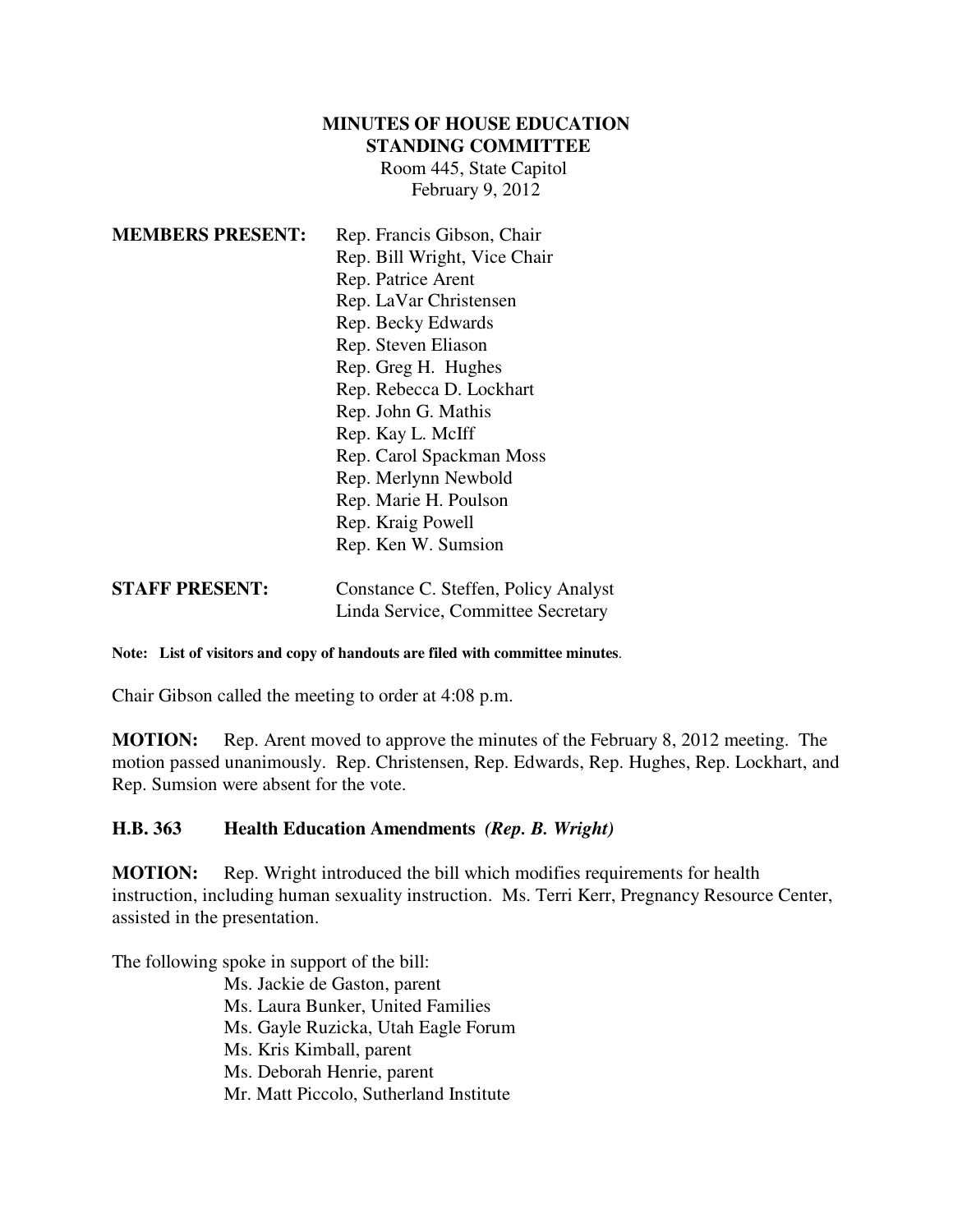# MINUTES OF HOUSE EDUCATION STANDING COMMITTEE

Room 445, State Capitol
February 9, 2012

**MEMBERS PRESENT:**
Rep. Francis Gibson, Chair
Rep. Bill Wright, Vice Chair
Rep. Patrice Arent
Rep. LaVar Christensen
Rep. Becky Edwards
Rep. Steven Eliason
Rep. Greg H. Hughes
Rep. Rebecca D. Lockhart
Rep. John G. Mathis
Rep. Kay L. McIff
Rep. Carol Spackman Moss
Rep. Merlynn Newbold
Rep. Marie H. Poulson
Rep. Kraig Powell
Rep. Ken W. Sumsion

**STAFF PRESENT:**
Constance C. Steffen, Policy Analyst
Linda Service, Committee Secretary

**Note: List of visitors and copy of handouts are filed with committee minutes**.

Chair Gibson called the meeting to order at 4:08 p.m.

**MOTION:** Rep. Arent moved to approve the minutes of the February 8, 2012 meeting. The motion passed unanimously. Rep. Christensen, Rep. Edwards, Rep. Hughes, Rep. Lockhart, and Rep. Sumsion were absent for the vote.

## H.B. 363 Health Education Amendments *(Rep. B. Wright)*

**MOTION:** Rep. Wright introduced the bill which modifies requirements for health instruction, including human sexuality instruction. Ms. Terri Kerr, Pregnancy Resource Center, assisted in the presentation.

The following spoke in support of the bill:

- Ms. Jackie de Gaston, parent
- Ms. Laura Bunker, United Families
- Ms. Gayle Ruzicka, Utah Eagle Forum
- Ms. Kris Kimball, parent
- Ms. Deborah Henrie, parent
- Mr. Matt Piccolo, Sutherland Institute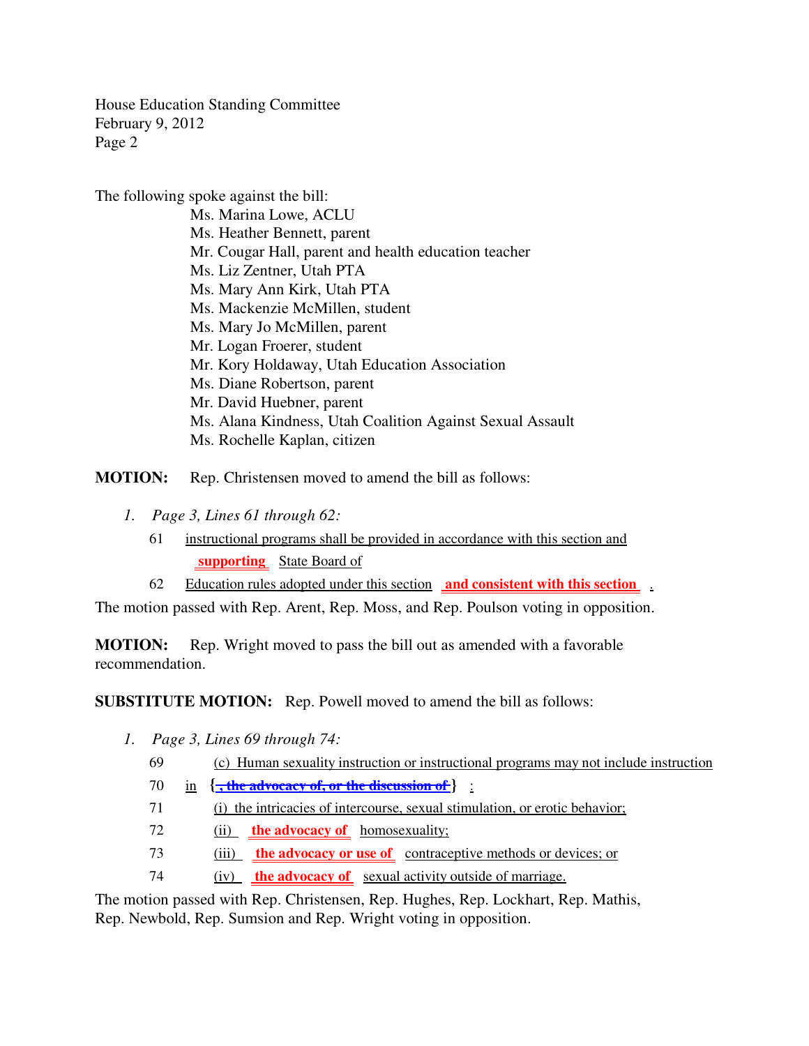The following spoke against the bill:

Ms. Marina Lowe, ACLU
Ms. Heather Bennett, parent
Mr. Cougar Hall, parent and health education teacher
Ms. Liz Zentner, Utah PTA
Ms. Mary Ann Kirk, Utah PTA
Ms. Mackenzie McMillen, student
Ms. Mary Jo McMillen, parent
Mr. Logan Froerer, student
Mr. Kory Holdaway, Utah Education Association
Ms. Diane Robertson, parent
Mr. David Huebner, parent
Ms. Alana Kindness, Utah Coalition Against Sexual Assault
Ms. Rochelle Kaplan, citizen

**MOTION:** Rep. Christensen moved to amend the bill as follows:

1. *Page 3, Lines 61 through 62:*

61 instructional programs shall be provided in accordance with this section and **supporting** State Board of

62 Education rules adopted under this section **and consistent with this section** .

The motion passed with Rep. Arent, Rep. Moss, and Rep. Poulson voting in opposition.

**MOTION:** Rep. Wright moved to pass the bill out as amended with a favorable recommendation.

**SUBSTITUTE MOTION:** Rep. Powell moved to amend the bill as follows:

1. *Page 3, Lines 69 through 74:*

69 (c) Human sexuality instruction or instructional programs may not include instruction

70 in {~~, the advocacy of, or the discussion of~~} :

71 (i) the intricacies of intercourse, sexual stimulation, or erotic behavior;

72 (ii) **the advocacy of** homosexuality;

73 (iii) **the advocacy or use of** contraceptive methods or devices; or

74 (iv) **the advocacy of** sexual activity outside of marriage.

The motion passed with Rep. Christensen, Rep. Hughes, Rep. Lockhart, Rep. Mathis, Rep. Newbold, Rep. Sumsion and Rep. Wright voting in opposition.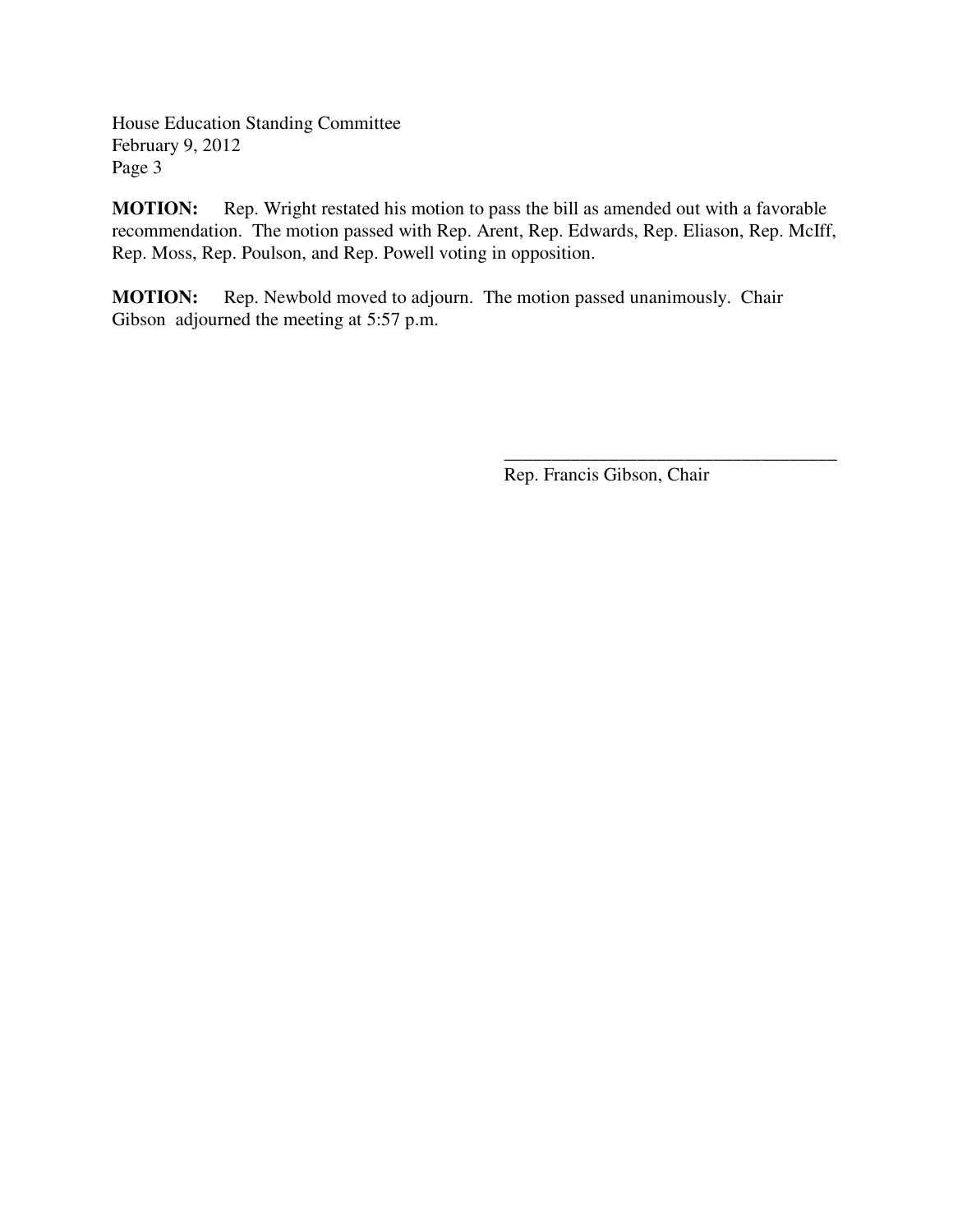**MOTION:** Rep. Wright restated his motion to pass the bill as amended out with a favorable recommendation. The motion passed with Rep. Arent, Rep. Edwards, Rep. Eliason, Rep. McIff, Rep. Moss, Rep. Poulson, and Rep. Powell voting in opposition.

**MOTION:** Rep. Newbold moved to adjourn. The motion passed unanimously. Chair Gibson adjourned the meeting at 5:57 p.m.

\_\_\_\_\_\_\_\_\_\_\_\_\_\_\_\_\_\_\_\_\_\_\_\_\_\_\_\_\_\_\_\_\_\_\_\_

Rep. Francis Gibson, Chair